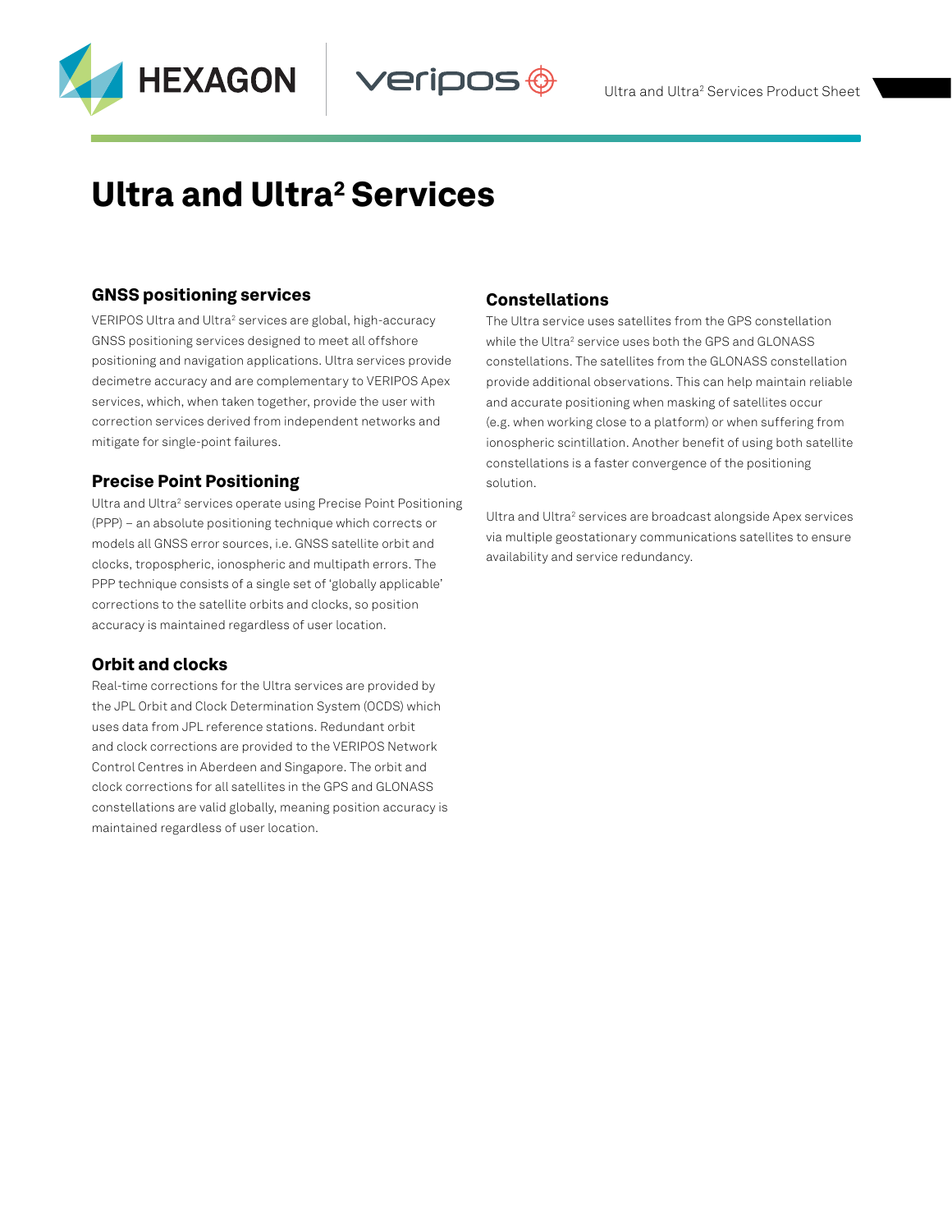# Ultra and Ultra² Services

## GNSS positioning services

VERIPOS Ultra and Ultra² services are global, high-accuracy GNSS positioning services designed to meet all offshore positioning and navigation applications. Ultra services provide decimetre accuracy and are complementary to VERIPOS Apex services, which, when taken together, provide the user with correction services derived from independent networks and mitigate for single-point failures.

## Precise Point Positioning

Ultra and Ultra² services operate using Precise Point Positioning (PPP) – an absolute positioning technique which corrects or models all GNSS error sources, i.e. GNSS satellite orbit and clocks, tropospheric, ionospheric and multipath errors. The PPP technique consists of a single set of 'globally applicable' corrections to the satellite orbits and clocks, so position accuracy is maintained regardless of user location.

## Orbit and clocks

Real-time corrections for the Ultra services are provided by the JPL Orbit and Clock Determination System (OCDS) which uses data from JPL reference stations. Redundant orbit and clock corrections are provided to the VERIPOS Network Control Centres in Aberdeen and Singapore. The orbit and clock corrections for all satellites in the GPS and GLONASS constellations are valid globally, meaning position accuracy is maintained regardless of user location.

## Constellations

The Ultra service uses satellites from the GPS constellation while the Ultra² service uses both the GPS and GLONASS constellations. The satellites from the GLONASS constellation provide additional observations. This can help maintain reliable and accurate positioning when masking of satellites occur (e.g. when working close to a platform) or when suffering from ionospheric scintillation. Another benefit of using both satellite constellations is a faster convergence of the positioning solution.

Ultra and Ultra² services are broadcast alongside Apex services via multiple geostationary communications satellites to ensure availability and service redundancy.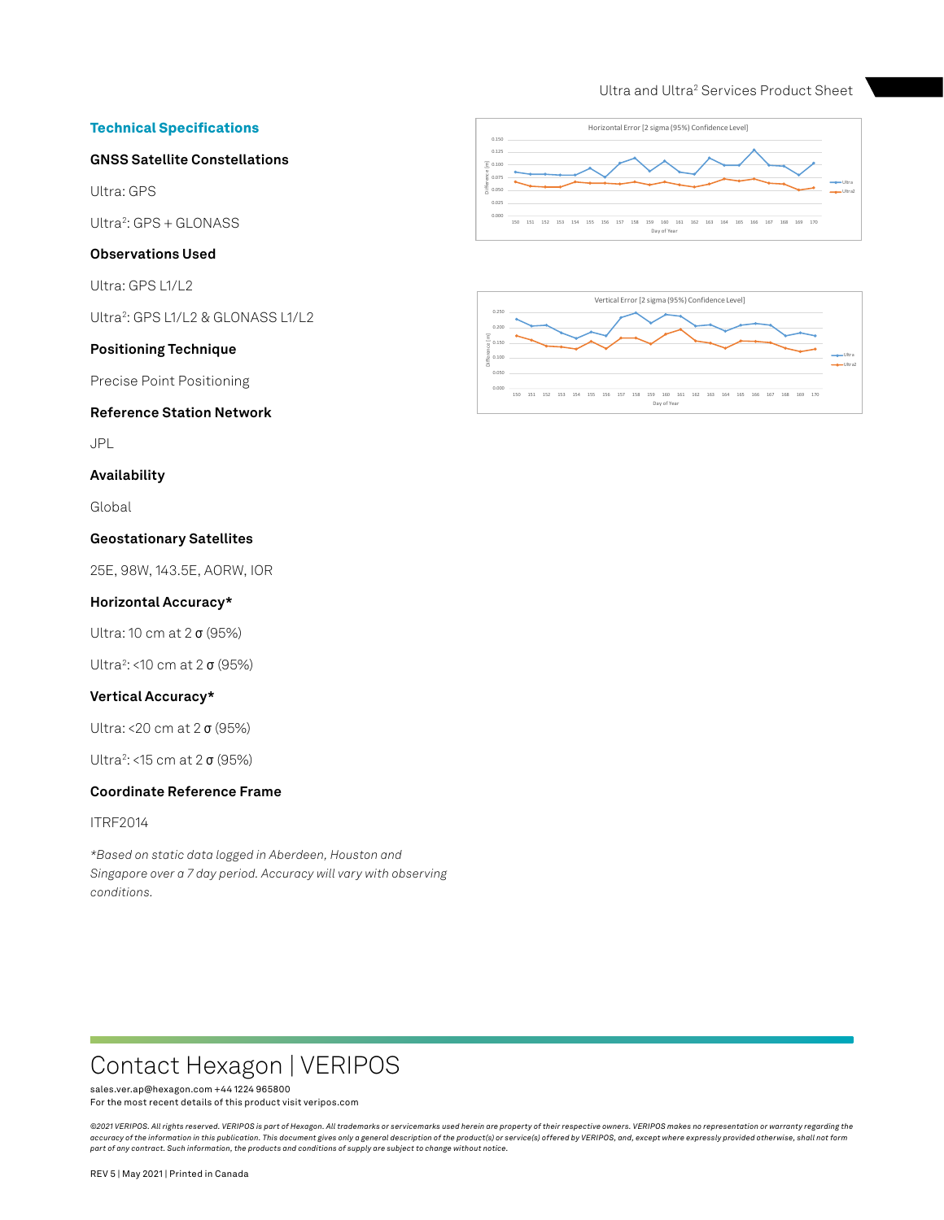## Technical Specifications

**GNSS Satellite Constellations**

Ultra: GPS

Ultra²: GPS + GLONASS

**Observations Used**

Ultra: GPS L1/L2

Ultra²: GPS L1/L2 & GLONASS L1/L2

**Positioning Technique**

Precise Point Positioning

**Reference Station Network**

JPL

**Availability**

Global

**Geostationary Satellites**

25E, 98W, 143.5E, AORW, IOR

**Horizontal Accuracy***

Ultra: 10 cm at 2 σ (95%)

Ultra²: <10 cm at 2 σ (95%)

**Vertical Accuracy***

Ultra: <20 cm at 2 σ (95%)

Ultra²: <15 cm at 2 σ (95%)

**Coordinate Reference Frame**

ITRF2014

*\*Based on static data logged in Aberdeen, Houston and Singapore over a 7 day period. Accuracy will vary with observing conditions.*

Horizontal Error [2 sigma (95%) Confidence Level]

Difference [m]

0.150
0.125
0.100
0.075
0.050
0.025
0.000

150 151 152 153 154 155 156 157 158 159 160 161 162 163 164 165 166 167 168 169 170

Day of Year

Ultra
Ultra2

Vertical Error [2 sigma (95%) Confidence Level]

Difference [m]

0.250
0.200
0.150
0.100
0.050
0.000

150 151 152 153 154 155 156 157 158 159 160 161 162 163 164 165 166 167 168 169 170

Day of Year

Ultra
Ultra2

# Contact Hexagon | VERIPOS

sales.ver.ap@hexagon.com +44 1224 965800

For the most recent details of this product visit veripos.com

*©2021 VERIPOS. All rights reserved. VERIPOS is part of Hexagon. All trademarks or servicemarks used herein are property of their respective owners. VERIPOS makes no representation or warranty regarding the accuracy of the information in this publication. This document gives only a general description of the product(s) or service(s) offered by VERIPOS, and, except where expressly provided otherwise, shall not form part of any contract. Such information, the products and conditions of supply are subject to change without notice.*

REV 5 | May 2021 | Printed in Canada